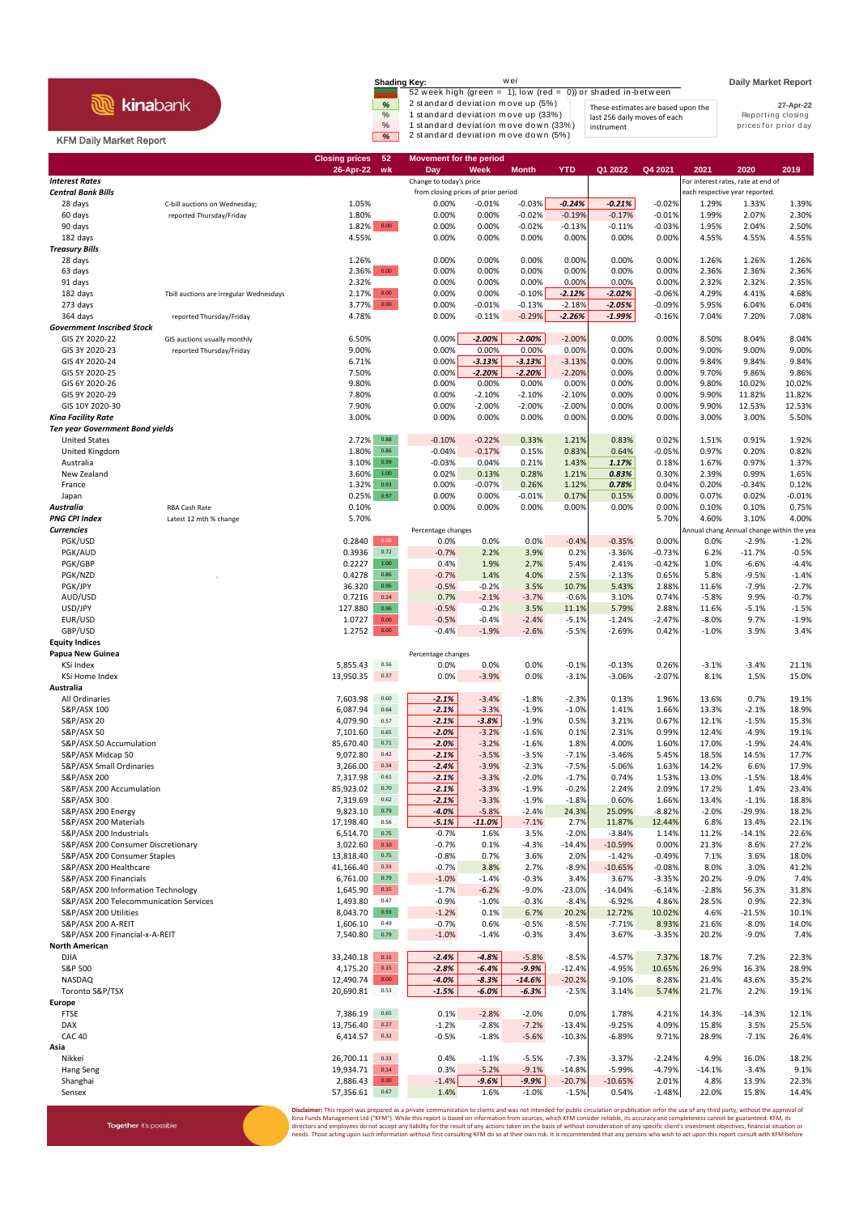kinabank

KFM Daily Market Report

**Shading Key:**

52 week high (green = 1), low (red = 0)) or shaded in-between

| % | 2 standard deviation move up (5%) |
|---|---|
| % | 1 standard deviation move up (33%) |
| % | 1 standard deviation move down (33%) |
| % | 2 standard deviation move down (5%) |

These estimates are based upon the last 256 daily moves of each instrument

**Daily Market Report**

27-Apr-22

Reporting closing prices for prior day

| | | Closing prices 26-Apr-22 | 52 wk | Day | Week | Month | YTD | Q1 2022 | Q4 2021 | 2021 | 2020 | 2019 |
|---|---|---|---|---|---|---|---|---|---|---|---|---|
| **Interest Rates** | | | | Change to today's price | | | | | | For interest rates, rate at end of | | |
| **Central Bank Bills** | | | | from closing prices of prior period | | | | | | each respective year reported. | | |
| 28 days | C-bill auctions on Wednesday; | 1.05% | | 0.00% | -0.01% | -0.03% | -0.24% | -0.21% | -0.02% | 1.29% | 1.33% | 1.39% |
| 60 days | reported Thursday/Friday | 1.80% | | 0.00% | 0.00% | -0.02% | -0.19% | -0.17% | -0.01% | 1.99% | 2.07% | 2.30% |
| 90 days | | 1.82% | 0.00 | 0.00% | 0.00% | -0.02% | -0.13% | -0.11% | -0.03% | 1.95% | 2.04% | 2.50% |
| 182 days | | 4.55% | | 0.00% | 0.00% | 0.00% | 0.00% | 0.00% | 0.00% | 4.55% | 4.55% | 4.55% |
| **Treasury Bills** | | | | | | | | | | | | |
| 28 days | | 1.26% | | 0.00% | 0.00% | 0.00% | 0.00% | 0.00% | 0.00% | 1.26% | 1.26% | 1.26% |
| 63 days | | 2.36% | 0.00 | 0.00% | 0.00% | 0.00% | 0.00% | 0.00% | 0.00% | 2.36% | 2.36% | 2.36% |
| 91 days | | 2.32% | | 0.00% | 0.00% | 0.00% | 0.00% | 0.00% | 0.00% | 2.32% | 2.32% | 2.35% |
| 182 days | Tbill auctions are irregular Wednesdays | 2.17% | 0.00 | 0.00% | 0.00% | -0.10% | -2.12% | -2.02% | -0.06% | 4.29% | 4.41% | 4.68% |
| 273 days | | 3.77% | 0.00 | 0.00% | -0.01% | -0.13% | -2.18% | -2.05% | -0.09% | 5.95% | 6.04% | 6.04% |
| 364 days | reported Thursday/Friday | 4.78% | | 0.00% | -0.11% | -0.29% | -2.26% | -1.99% | -0.16% | 7.04% | 7.20% | 7.08% |
| **Government Inscribed Stock** | | | | | | | | | | | | |
| GIS 2Y 2020-22 | GIS auctions usually monthly | 6.50% | | 0.00% | -2.00% | -2.00% | -2.00% | 0.00% | 0.00% | 8.50% | 8.04% | 8.04% |
| GIS 3Y 2020-23 | reported Thursday/Friday | 9.00% | | 0.00% | 0.00% | 0.00% | 0.00% | 0.00% | 0.00% | 9.00% | 9.00% | 9.00% |
| GIS 4Y 2020-24 | | 6.71% | | 0.00% | -3.13% | -3.13% | -3.13% | 0.00% | 0.00% | 9.84% | 9.84% | 9.84% |
| GIS 5Y 2020-25 | | 7.50% | | 0.00% | -2.20% | -2.20% | -2.20% | 0.00% | 0.00% | 9.70% | 9.86% | 9.86% |
| GIS 6Y 2020-26 | | 9.80% | | 0.00% | 0.00% | 0.00% | 0.00% | 0.00% | 0.00% | 9.80% | 10.02% | 10.02% |
| GIS 9Y 2020-29 | | 7.80% | | 0.00% | -2.10% | -2.10% | -2.10% | 0.00% | 0.00% | 9.90% | 11.82% | 11.82% |
| GIS 10Y 2020-30 | | 7.90% | | 0.00% | -2.00% | -2.00% | -2.00% | 0.00% | 0.00% | 9.90% | 12.53% | 12.53% |
| **Kina Facility Rate** | | 3.00% | | 0.00% | 0.00% | 0.00% | 0.00% | 0.00% | 0.00% | 3.00% | 3.00% | 5.50% |
| **Ten year Government Bond yields** | | | | | | | | | | | | |
| United States | | 2.72% | 0.88 | -0.10% | -0.22% | 0.33% | 1.21% | 0.83% | 0.02% | 1.51% | 0.91% | 1.92% |
| United Kingdom | | 1.80% | 0.86 | -0.04% | -0.17% | 0.15% | 0.83% | 0.64% | -0.05% | 0.97% | 0.20% | 0.82% |
| Australia | | 3.10% | 0.99 | -0.03% | 0.04% | 0.21% | 1.43% | 1.17% | 0.18% | 1.67% | 0.97% | 1.37% |
| New Zealand | | 3.60% | 1.00 | 0.02% | 0.13% | 0.28% | 1.21% | 0.83% | 0.30% | 2.39% | 0.99% | 1.65% |
| France | | 1.32% | 0.93 | 0.00% | -0.07% | 0.26% | 1.12% | 0.78% | 0.04% | 0.20% | -0.34% | 0.12% |
| Japan | | 0.25% | 0.97 | 0.00% | 0.00% | -0.01% | 0.17% | 0.15% | 0.00% | 0.07% | 0.02% | -0.01% |
| **Australia** | RBA Cash Rate | 0.10% | | 0.00% | 0.00% | 0.00% | 0.00% | 0.00% | 0.00% | 0.10% | 0.10% | 0.75% |
| **PNG CPI Index** | Latest 12 mth % change | 5.70% | | | | | | | 5.70% | 4.60% | 3.10% | 4.00% |
| **Currencies** | | | | Percentage changes | | | | | | Annual chang | Annual change within the yea | |
| PGK/USD | | 0.2840 | 0.00 | 0.0% | 0.0% | 0.0% | -0.4% | -0.35% | 0.00% | 0.0% | -2.9% | -1.2% |
| PGK/AUD | | 0.3936 | 0.72 | -0.7% | 2.2% | 3.9% | 0.2% | -3.36% | -0.73% | 6.2% | -11.7% | -0.5% |
| PGK/GBP | | 0.2227 | 1.00 | 0.4% | 1.9% | 2.7% | 5.4% | 2.41% | -0.42% | 1.0% | -6.6% | -4.4% |
| PGK/NZD | | 0.4278 | 0.86 | -0.7% | 1.4% | 4.0% | 2.5% | -2.13% | 0.65% | 5.8% | -9.5% | -1.4% |
| PGK/JPY | | 36.320 | 0.96 | -0.5% | -0.2% | 3.5% | 10.7% | 5.43% | 2.88% | 11.6% | -7.9% | -2.7% |
| AUD/USD | | 0.7216 | 0.24 | 0.7% | -2.1% | -3.7% | -0.6% | 3.10% | 0.74% | -5.8% | 9.9% | -0.7% |
| USD/JPY | | 127.880 | 0.96 | -0.5% | -0.2% | 3.5% | 11.1% | 5.79% | 2.88% | 11.6% | -5.1% | -1.5% |
| EUR/USD | | 1.0727 | 0.00 | -0.5% | -0.4% | -2.4% | -5.1% | -1.24% | -2.47% | -8.0% | 9.7% | -1.9% |
| GBP/USD | | 1.2752 | 0.00 | -0.4% | -1.9% | -2.6% | -5.5% | -2.69% | 0.42% | -1.0% | 3.9% | 3.4% |
| **Equity Indices** | | | | | | | | | | | | |
| **Papua New Guinea** | | | | Percentage changes | | | | | | | | |
| KSi Index | | 5,855.43 | 0.56 | 0.0% | 0.0% | 0.0% | -0.1% | -0.13% | 0.26% | -3.1% | -3.4% | 21.1% |
| KSi Home Index | | 13,950.35 | 0.37 | 0.0% | -3.9% | 0.0% | -3.1% | -3.06% | -2.07% | 8.1% | 1.5% | 15.0% |
| **Australia** | | | | | | | | | | | | |
| All Ordinaries | | 7,603.98 | 0.60 | -2.1% | -3.4% | -1.8% | -2.3% | 0.13% | 1.96% | 13.6% | 0.7% | 19.1% |
| S&P/ASX 100 | | 6,087.94 | 0.64 | -2.1% | -3.3% | -1.9% | -1.0% | 1.41% | 1.66% | 13.3% | -2.1% | 18.9% |
| S&P/ASX 20 | | 4,079.90 | 0.57 | -2.1% | -3.8% | -1.9% | 0.5% | 3.21% | 0.67% | 12.1% | -1.5% | 15.3% |
| S&P/ASX 50 | | 7,101.60 | 0.65 | -2.0% | -3.2% | -1.6% | 0.1% | 2.31% | 0.99% | 12.4% | -4.9% | 19.1% |
| S&P/ASX 50 Accumulation | | 85,670.40 | 0.71 | -2.0% | -3.2% | -1.6% | 1.8% | 4.00% | 1.60% | 17.0% | -1.9% | 24.4% |
| S&P/ASX Midcap 50 | | 9,072.80 | 0.42 | -2.1% | -3.5% | -3.5% | -7.1% | -3.46% | 5.45% | 18.5% | 14.5% | 17.7% |
| S&P/ASX Small Ordinaries | | 3,266.00 | 0.34 | -2.4% | -3.9% | -2.3% | -7.5% | -5.06% | 1.63% | 14.2% | 6.6% | 17.9% |
| S&P/ASX 200 | | 7,317.98 | 0.61 | -2.1% | -3.3% | -2.0% | -1.7% | 0.74% | 1.53% | 13.0% | -1.5% | 18.4% |
| S&P/ASX 200 Accumulation | | 85,923.02 | 0.70 | -2.1% | -3.3% | -1.9% | -0.2% | 2.24% | 2.09% | 17.2% | 1.4% | 23.4% |
| S&P/ASX 300 | | 7,319.69 | 0.62 | -2.1% | -3.3% | -1.9% | -1.8% | 0.60% | 1.66% | 13.4% | -1.1% | 18.8% |
| S&P/ASX 200 Energy | | 9,823.10 | 0.79 | -4.0% | -5.8% | -2.4% | 24.3% | 25.09% | -8.82% | -2.0% | -29.9% | 18.2% |
| S&P/ASX 200 Materials | | 17,198.40 | 0.56 | -5.1% | -11.0% | -7.1% | 2.7% | 11.87% | 12.44% | 6.8% | 13.4% | 22.1% |
| S&P/ASX 200 Industrials | | 6,514.70 | 0.75 | -0.7% | 1.6% | 3.5% | -2.0% | -3.84% | 1.14% | 11.2% | -14.1% | 22.6% |
| S&P/ASX 200 Consumer Discretionary | | 3,022.60 | 0.10 | -0.7% | 0.1% | -4.3% | -14.4% | -10.59% | 0.00% | 21.3% | 8.6% | 27.2% |
| S&P/ASX 200 Consumer Staples | | 13,818.40 | 0.75 | -0.8% | 0.7% | 3.6% | 2.0% | -1.42% | -0.49% | 7.1% | 3.6% | 18.0% |
| S&P/ASX 200 Healthcare | | 41,166.40 | 0.33 | -0.7% | 3.8% | 2.7% | -8.9% | -10.65% | -0.08% | 8.0% | 3.0% | 41.2% |
| S&P/ASX 200 Financials | | 6,761.00 | 0.79 | -1.0% | -1.4% | -0.3% | 3.4% | 3.67% | -3.35% | 20.2% | -9.0% | 7.4% |
| S&P/ASX 200 Information Technology | | 1,645.90 | 0.15 | -1.7% | -6.2% | -9.0% | -23.0% | -14.04% | -6.14% | -2.8% | 56.3% | 31.8% |
| S&P/ASX 200 Telecommunication Services | | 1,493.80 | 0.47 | -0.9% | -1.0% | -0.3% | -8.4% | -6.92% | 4.86% | 28.5% | 0.9% | 22.3% |
| S&P/ASX 200 Utilities | | 8,043.70 | 0.93 | -1.2% | 0.1% | 6.7% | 20.2% | 12.72% | 10.02% | 4.6% | -21.5% | 10.1% |
| S&P/ASX 200 A-REIT | | 1,606.10 | 0.49 | -0.7% | 0.6% | -0.5% | -8.5% | -7.71% | 8.93% | 21.6% | -8.0% | 14.0% |
| S&P/ASX 200 Financial-x-A-REIT | | 7,540.80 | 0.79 | -1.0% | -1.4% | -0.3% | 3.4% | 3.67% | -3.35% | 20.2% | -9.0% | 7.4% |
| **North American** | | | | | | | | | | | | |
| DJIA | | 33,240.18 | 0.15 | -2.4% | -4.8% | -5.8% | -8.5% | -4.57% | 7.37% | 18.7% | 7.2% | 22.3% |
| S&P 500 | | 4,175.20 | 0.15 | -2.8% | -6.4% | -9.9% | -12.4% | -4.95% | 10.65% | 26.9% | 16.3% | 28.9% |
| NASDAQ | | 12,490.74 | 0.00 | -4.0% | -8.3% | -14.6% | -20.2% | -9.10% | 8.28% | 21.4% | 43.6% | 35.2% |
| Toronto S&P/TSX | | 20,690.81 | 0.53 | -1.5% | -6.0% | -6.3% | -2.5% | 3.14% | 5.74% | 21.7% | 2.2% | 19.1% |
| **Europe** | | | | | | | | | | | | |
| FTSE | | 7,386.19 | 0.65 | 0.1% | -2.8% | -2.0% | 0.0% | 1.78% | 4.21% | 14.3% | -14.3% | 12.1% |
| DAX | | 13,756.40 | 0.27 | -1.2% | -2.8% | -7.2% | -13.4% | -9.25% | 4.09% | 15.8% | 3.5% | 25.5% |
| CAC 40 | | 6,414.57 | 0.32 | -0.5% | -1.8% | -5.6% | -10.3% | -6.89% | 9.71% | 28.9% | -7.1% | 26.4% |
| **Asia** | | | | | | | | | | | | |
| Nikkei | | 26,700.11 | 0.33 | 0.4% | -1.1% | -5.5% | -7.3% | -3.37% | -2.24% | 4.9% | 16.0% | 18.2% |
| Hang Seng | | 19,934.71 | 0.14 | 0.3% | -5.2% | -9.1% | -14.8% | -5.99% | -4.79% | -14.1% | -3.4% | 9.1% |
| Shanghai | | 2,886.43 | 0.00 | -1.4% | -9.6% | -9.9% | -20.7% | -10.65% | 2.01% | 4.8% | 13.9% | 22.3% |
| Sensex | | 57,356.61 | 0.67 | 1.4% | 1.6% | -1.0% | -1.5% | 0.54% | -1.48% | 22.0% | 15.8% | 14.4% |

Together it's possible

**Disclaimer:** This report was prepared as a private communication to clients and was not intended for public circulation or publication ofor the use of any third party, without the approval of Kina Funds Management Ltd ("KFM"). While this report is based on information from sources, which KFM consider reliable, its accuracy and completeness cannot be guaranteed. KFM, its directors and employees do not accept any liability for the result of any actions taken on the basis of without consideration of any specific client's investment objectives, financial situation or needs. Those acting upon such information without first consulting KFM do so at their own risk. It is recommended that any persons who wish to act upon this report consult with KFM before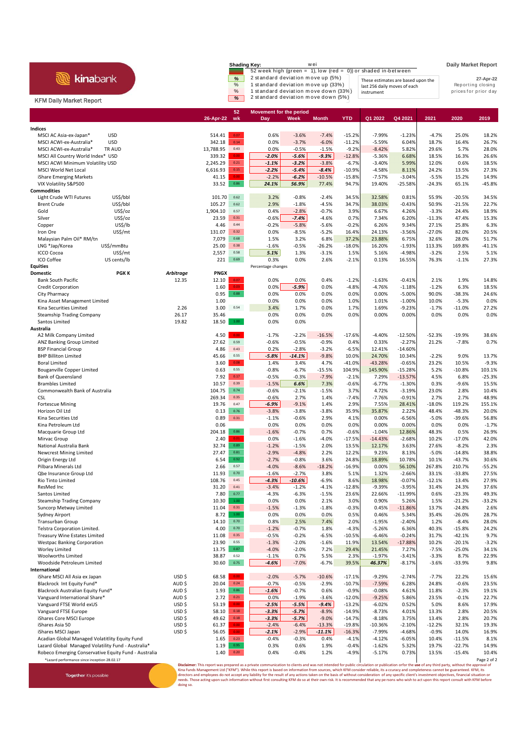kinabank

KFM Daily Market Report

**Shading Key:**
52 week high (green = 1), low (red = 0)) or shaded in-between
% 2 standard deviation move up (5%)
% 1 standard deviation move up (33%)
% 1 standard deviation move down (33%)
% 2 standard deviation move down (5%)

These estimates are based upon the last 256 daily moves of each instrument

**Daily Market Report**

27-Apr-22
Reporting closing prices for prior day

| | | | 26-Apr-22 | 52 wk | Day | Week | Month | YTD | Q1 2022 | Q4 2021 | 2021 | 2020 | 2019 |
|---|---|---|---|---|---|---|---|---|---|---|---|---|---|
| **Indices** | | | | | | | | | | | | | |
| MSCI AC Asia-ex-Japan* | USD | | 514.41 | 0.07 | 0.6% | -3.6% | -7.4% | -15.2% | -7.99% | -1.23% | -4.7% | 25.0% | 18.2% |
| MSCI ACWI-ex-Australia* | USD | | 342.18 | 0.14 | 0.0% | -3.7% | -6.0% | -11.2% | -5.59% | 6.04% | 18.7% | 16.4% | 26.7% |
| MSCI ACWI-ex-Australia* | TR AUD | | 13,788.95 | 0.43 | 0.0% | -0.5% | -1.5% | -9.2% | -8.42% | 5.82% | 29.6% | 5.7% | 28.0% |
| MSCI All Country World Index* | USD | | 339.32 | 0.00 | -2.0% | -5.6% | -9.3% | -12.8% | -5.36% | 6.68% | 18.5% | 16.3% | 26.6% |
| MSCI ACWI Minimum Volatility | USD | | 2,245.29 | 0.21 | -1.1% | -3.2% | -3.8% | -6.7% | -3.40% | 5.99% | 12.0% | 0.6% | 18.5% |
| MSCI World Net Local | | | 6,616.93 | 0.15 | -2.2% | -5.4% | -8.4% | -10.9% | -4.58% | 8.11% | 24.2% | 13.5% | 27.3% |
| iShare Emerging Markets | | | 41.15 | 0.00 | -2.2% | -6.2% | -10.5% | -15.8% | -7.57% | -3.04% | -5.5% | 15.2% | 14.9% |
| VIX Volatility S&P500 | | | 33.52 | 0.86 | 24.1% | 56.9% | 77.4% | 94.7% | 19.40% | -25.58% | -24.3% | 65.1% | -45.8% |
| **Commodities** | | | | | | | | | | | | | |
| Light Crude WTI Futures | US$/bbl | | 101.70 | 0.62 | 3.2% | -0.8% | -2.4% | 34.5% | 32.58% | 0.81% | 55.9% | -20.5% | 34.5% |
| Brent Crude | US$/bbl | | 105.27 | 0.62 | 2.9% | -1.8% | -4.5% | 34.7% | 38.03% | -0.43% | 50.9% | -21.5% | 22.7% |
| Gold | US$/oz | | 1,904.10 | 0.57 | 0.4% | -2.8% | -0.7% | 3.9% | 6.67% | 4.26% | -3.3% | 24.4% | 18.9% |
| Silver | US$/oz | | 23.59 | 0.31 | -0.6% | -7.4% | -4.6% | 0.7% | 7.34% | 6.20% | -11.3% | 47.4% | 15.3% |
| Copper | US$/lb | | 4.46 | 0.44 | -0.2% | -5.8% | -5.6% | -0.2% | 6.26% | 9.34% | 27.1% | 25.8% | 6.3% |
| Iron Ore | US$/mt | | 131.07 | 0.32 | 0.0% | -8.5% | -5.2% | 16.4% | 24.13% | -3.56% | -27.0% | 82.0% | 20.5% |
| Malaysian Palm Oil* | RM/tn | | 7,079 | 0.68 | 1.5% | 3.2% | 6.8% | 37.2% | 23.88% | 6.75% | 32.6% | 28.0% | 51.7% |
| LNG *Jap/Korea | US$/mmBtu | | 25.00 | 0.38 | -1.6% | -0.5% | -26.2% | -18.0% | 16.20% | -1.93% | 113.3% | 169.8% | -41.1% |
| ICCO Cocoa | US$/mt | | 2,557 | 0.58 | 5.1% | 1.3% | -3.1% | 1.5% | 5.16% | -4.98% | -3.2% | 2.5% | 5.1% |
| ICO Coffee | US cents/lb | | 221 | 0.69 | 0.3% | 0.0% | 2.6% | -2.1% | 0.13% | 16.55% | 76.3% | -1.1% | 27.3% |
| **Equities** | | | | | Percentage changes | | | | | | | | |
| **Domestic** | **PGK K** | ***Arbitrage*** | **PNGX** | | | | | | | | | | |
| Bank South Pacific | | 12.35 | 12.10 | 0.07 | 0.0% | 0.0% | 0.4% | -1.2% | -1.63% | -0.41% | 2.1% | 1.9% | 14.8% |
| Credit Corporation | | | 1.60 | 0.03 | 0.0% | -5.9% | 0.0% | -4.8% | -4.76% | -1.18% | -1.2% | 6.3% | 18.5% |
| City Pharmacy | | | 0.95 | 0.88 | 0.0% | 0.0% | 0.0% | 0.0% | 0.00% | -5.00% | 90.0% | -38.3% | 24.6% |
| Kina Asset Management Limited | | | 1.00 | | 0.0% | 0.0% | 0.0% | 1.0% | 1.01% | -1.00% | 10.0% | -5.3% | 0.0% |
| Kina Securities Limited | | 2.26 | 3.00 | 0.54 | 3.4% | 1.7% | 0.0% | 1.7% | 1.69% | -9.23% | -1.7% | -11.0% | 27.2% |
| Steamship Trading Company | | 26.17 | 35.46 | | 0.0% | 0.0% | 0.0% | 0.0% | 0.00% | 0.00% | 0.0% | 0.0% | 0.0% |
| Santos Limited | | 19.82 | 18.50 | 1.00 | 0.0% | 0.0% | | | | | | | |
| **Australia** | | | | | | | | | | | | | |
| A2 Milk Company Limited | | | 4.50 | 0.00 | -1.7% | -2.2% | -16.5% | -17.6% | -4.40% | -12.50% | -52.3% | -19.9% | 38.6% |
| ANZ Banking Group Limited | | | 27.62 | 0.59 | -0.6% | -0.5% | -0.9% | 0.4% | 0.33% | -2.27% | 21.2% | -7.8% | 0.7% |
| BSP Financial Group | | | 4.86 | 0.43 | 0.2% | -2.8% | -3.2% | -6.5% | 12.41% | -14.60% | | | |
| BHP Billiton Limited | | | 45.66 | 0.55 | -5.8% | -14.1% | -9.8% | 10.0% | 24.70% | 10.34% | -2.2% | 9.0% | 13.7% |
| Boral Limited | | | 3.60 | 0.08 | 1.4% | 3.4% | 4.7% | -41.0% | -43.28% | -0.65% | 23.2% | 10.5% | -9.3% |
| Bouganville Copper Limited | | | 0.63 | 0.55 | -0.8% | -6.7% | -15.5% | 104.9% | 145.90% | -15.28% | 5.2% | -10.8% | 103.1% |
| Bank of Queensland | | | 7.92 | 0.17 | -0.5% | -0.3% | -7.9% | -2.1% | 7.29% | -13.57% | 4.5% | 6.8% | -25.3% |
| Brambles Limited | | | 10.57 | 0.39 | -1.5% | 6.6% | 7.3% | -0.6% | -6.77% | -1.30% | 0.3% | -9.6% | 15.5% |
| Commonwealth Bank of Australia | | | 104.75 | 0.74 | -0.6% | -2.1% | -1.5% | 3.7% | 4.72% | -3.19% | 23.0% | 2.8% | 10.4% |
| CSL | | | 269.34 | 0.35 | -0.6% | 2.7% | 1.4% | -7.4% | -7.76% | -0.91% | 2.7% | 2.7% | 48.9% |
| Fortescue Mining | | | 19.76 | 0.47 | -6.9% | -9.1% | 1.4% | 2.9% | 7.55% | 28.41% | -18.0% | 119.2% | 155.1% |
| Horizon Oil Ltd | | | 0.13 | 0.76 | -3.8% | -3.8% | -3.8% | 35.9% | 35.87% | 2.22% | 48.4% | -48.3% | 20.0% |
| Kina Securities Ltd | | | 0.89 | 0.31 | -1.1% | -0.6% | 2.9% | 4.1% | 0.00% | -6.56% | -5.0% | -39.6% | 56.8% |
| Kina Petroleum Ltd | | | 0.06 | | 0.0% | 0.0% | 0.0% | 0.0% | 0.00% | 0.00% | 0.0% | 0.0% | -1.7% |
| Macquarie Group Ltd | | | 204.18 | 0.86 | -1.6% | -0.7% | 0.7% | -0.6% | -1.04% | 12.86% | 48.3% | 0.5% | 26.9% |
| Mirvac Group | | | 2.40 | 0.03 | 0.0% | -1.6% | -4.0% | -17.5% | -14.43% | -2.68% | 10.2% | -17.0% | 42.0% |
| National Australia Bank | | | 32.74 | 0.89 | -1.2% | -1.5% | 2.0% | 13.5% | 12.17% | 3.63% | 27.6% | -8.2% | 2.3% |
| Newcrest Mining Limited | | | 27.47 | 0.81 | -2.9% | -4.8% | 2.2% | 12.2% | 9.23% | 8.13% | -5.0% | -14.8% | 38.8% |
| Origin Energy Ltd | | | 6.54 | 0.92 | -2.7% | -0.8% | 3.6% | 24.8% | 18.89% | 10.78% | 10.1% | -43.7% | 30.6% |
| Pilbara Minerals Ltd | | | 2.66 | 0.57 | -4.0% | -8.6% | -18.2% | -16.9% | 0.00% | 56.10% | 267.8% | 210.7% | -55.2% |
| Qbe Insurance Group Ltd | | | 11.93 | 0.70 | -1.6% | -2.7% | 3.8% | 5.1% | 1.32% | -2.66% | 33.1% | -33.8% | 27.5% |
| Rio Tinto Limited | | | 108.76 | 0.45 | -4.3% | -10.6% | -6.9% | 8.6% | 18.98% | -0.07% | -12.1% | 13.4% | 27.9% |
| ResMed Inc | | | 31.20 | 0.41 | -3.4% | -1.2% | -4.1% | -12.8% | -9.39% | -3.95% | 31.4% | 24.3% | 37.6% |
| Santos Limited | | | 7.80 | 0.77 | -4.3% | -6.3% | -1.5% | 23.6% | 22.66% | -11.99% | 0.6% | -23.3% | 49.3% |
| Steamship Trading Company | | | 10.30 | 1.00 | 0.0% | 0.0% | 2.1% | 3.0% | 0.90% | 5.26% | 1.5% | -21.2% | -33.2% |
| Suncorp Metway Limited | | | 11.04 | 0.31 | -1.5% | -1.3% | -1.8% | -0.3% | 0.45% | -11.86% | 13.7% | -24.8% | 2.6% |
| Sydney Airport | | | 8.72 | 1.00 | 0.0% | 0.0% | 0.0% | 0.5% | 0.46% | 5.34% | 35.4% | -26.0% | 28.7% |
| Transurban Group | | | 14.10 | 0.70 | 0.8% | 2.5% | 7.4% | 2.0% | -1.95% | -2.40% | 1.2% | -8.4% | 28.0% |
| Telstra Corporation Limited. | | | 4.00 | 0.70 | -1.2% | -0.7% | 1.8% | -4.3% | -5.26% | 6.36% | 40.3% | -15.8% | 24.2% |
| Treasury Wine Estates Limited | | | 11.08 | 0.35 | -0.5% | -0.2% | -6.5% | -10.5% | -6.46% | -0.24% | 31.7% | -42.1% | 9.7% |
| Westpac Banking Corporation | | | 23.90 | 0.55 | -1.3% | -2.0% | -1.6% | 11.9% | 13.54% | -17.88% | 10.2% | -20.1% | -3.2% |
| Worley Limited | | | 13.75 | 0.87 | -4.0% | -2.0% | 7.2% | 29.4% | 21.45% | 7.27% | -7.5% | -25.0% | 34.1% |
| Woolworths Limited | | | 38.87 | 0.52 | -1.1% | 0.7% | 5.5% | 2.3% | -1.97% | -3.41% | -3.3% | 8.7% | 22.9% |
| Woodside Petroleum Limited | | | 30.60 | 0.75 | -4.6% | -7.0% | -6.7% | 39.5% | 46.37% | -8.17% | -3.6% | -33.9% | 9.8% |
| **International** | | | | | | | | | | | | | |
| iShare MSCI All Asia ex Japan | | USD $ | 68.58 | 0.00 | -2.0% | -5.7% | -10.6% | -17.1% | -9.29% | -2.74% | -7.7% | 22.2% | 15.6% |
| Blackrock Int Equity Fund* | | AUD $ | 20.04 | 0.24 | -0.7% | -0.5% | -2.9% | -10.7% | -7.59% | 6.28% | 24.8% | -0.6% | 23.5% |
| Blackrock Australian Equity Fund* | | AUD $ | 1.93 | 0.86 | -1.6% | -0.7% | 0.6% | -0.9% | -0.08% | 4.61% | 11.8% | -2.3% | 19.1% |
| Vanguard International Share* | | AUD $ | 2.72 | 0.21 | 0.0% | -1.9% | -3.6% | -12.0% | -9.25% | 5.86% | 23.5% | -0.1% | 22.7% |
| Vanguard FTSE World exUS | | USD $ | 53.19 | 0.00 | -2.5% | -5.5% | -9.4% | -13.2% | -6.02% | 0.52% | 5.0% | 8.6% | 17.9% |
| Vanguard FTSE Europe | | USD $ | 58.10 | 0.18 | -3.3% | -5.7% | -8.9% | -14.9% | -8.73% | 4.01% | 13.3% | 2.8% | 20.5% |
| iShares Core MSCI Europe | | USD $ | 49.62 | 0.18 | -3.3% | -5.7% | -9.0% | -14.7% | -8.18% | 3.75% | 13.4% | 2.8% | 20.7% |
| iShares Asia 50 | | USD $ | 61.37 | 0.00 | -2.4% | -6.4% | -13.3% | -19.8% | -10.36% | -2.10% | -12.2% | 32.1% | 19.3% |
| iShares MSCI Japan | | USD $ | 56.05 | 0.00 | -2.1% | -2.9% | -11.1% | -16.3% | -7.99% | -4.68% | -0.9% | 14.0% | 16.9% |
| Acadian Global Managed Volatility Equity Fund | | | 1.65 | 0.23 | -0.4% | -0.3% | 0.4% | -4.1% | -4.12% | -6.05% | 10.4% | -11.5% | 8.1% |
| Lazard Global Managed Volatility Fund - Australia* | | | 1.19 | 0.95 | 0.3% | 0.6% | 1.9% | -0.4% | -1.62% | 5.32% | 19.7% | -22.7% | 14.9% |
| Robeco Emerging Conservative Equity Fund - Australia | | | 1.40 | 0.20 | 0.4% | -0.4% | 1.2% | -4.9% | -5.17% | 0.73% | 13.5% | -15.4% | 10.4% |

*Lazard performance since inception 28.02.17

**Disclaimer:** This report was prepared as a private communication to clients and was not intended for public circulation or publication orfor the use of any third party, without the approval of Kina Funds Management Ltd ("KFM"). While this report is based on information from sources, which KFM consider reliable, its a curacy and completeness cannot be guaranteed. KFM, its directors and employees do not accept any liability for the result of any actions taken on the basis of without consideration of any specific client's investment objectives, financial situation or needs. Those acting upon such information without first consulting KFM do so at their own risk. It is recommended that any pe rsons who wish to act upon this report consult with KFM before doing so.

Together it's possible